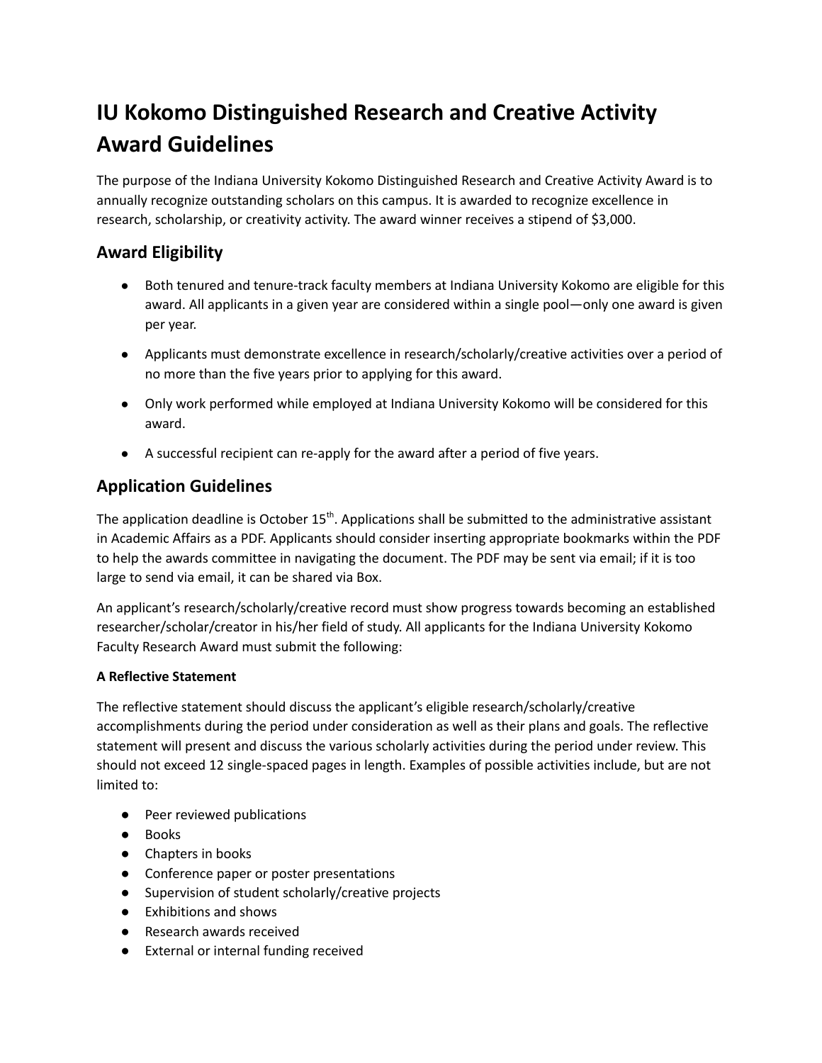# IU Kokomo Distinguished Research and Creative Activity Award Guidelines

The purpose of the Indiana University Kokomo Distinguished Research and Creative Activity Award is to annually recognize outstanding scholars on this campus. It is awarded to recognize excellence in research, scholarship, or creativity activity. The award winner receives a stipend of $3,000.

## Award Eligibility

- Both tenured and tenure-track faculty members at Indiana University Kokomo are eligible for this award. All applicants in a given year are considered within a single pool—only one award is given per year.
- Applicants must demonstrate excellence in research/scholarly/creative activities over a period of no more than the five years prior to applying for this award.
- Only work performed while employed at Indiana University Kokomo will be considered for this award.
- A successful recipient can re-apply for the award after a period of five years.

## Application Guidelines

The application deadline is October 15th. Applications shall be submitted to the administrative assistant in Academic Affairs as a PDF. Applicants should consider inserting appropriate bookmarks within the PDF to help the awards committee in navigating the document. The PDF may be sent via email; if it is too large to send via email, it can be shared via Box.

An applicant's research/scholarly/creative record must show progress towards becoming an established researcher/scholar/creator in his/her field of study. All applicants for the Indiana University Kokomo Faculty Research Award must submit the following:

**A Reflective Statement**

The reflective statement should discuss the applicant's eligible research/scholarly/creative accomplishments during the period under consideration as well as their plans and goals. The reflective statement will present and discuss the various scholarly activities during the period under review. This should not exceed 12 single-spaced pages in length. Examples of possible activities include, but are not limited to:

- Peer reviewed publications
- Books
- Chapters in books
- Conference paper or poster presentations
- Supervision of student scholarly/creative projects
- Exhibitions and shows
- Research awards received
- External or internal funding received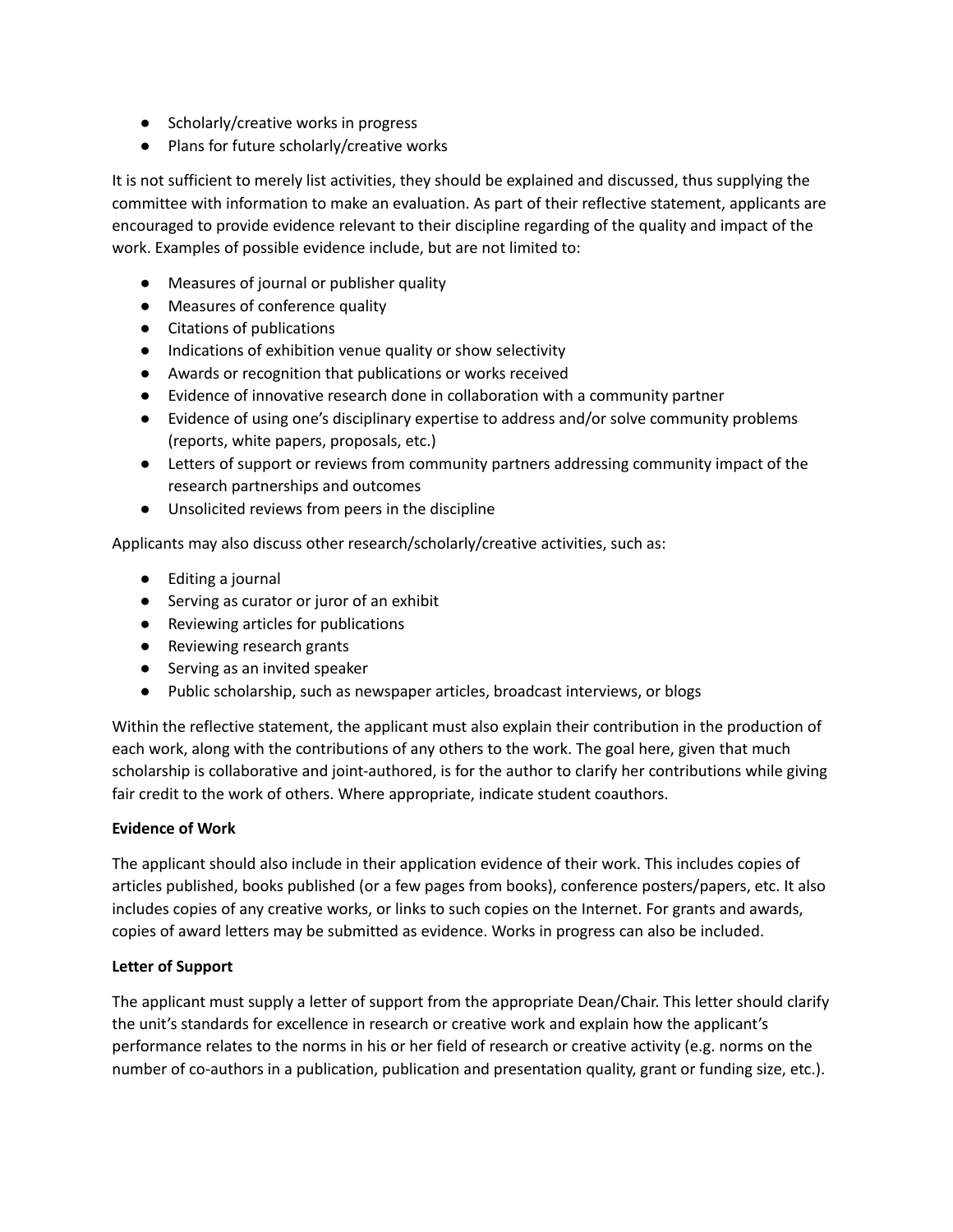- Scholarly/creative works in progress
- Plans for future scholarly/creative works

It is not sufficient to merely list activities, they should be explained and discussed, thus supplying the committee with information to make an evaluation. As part of their reflective statement, applicants are encouraged to provide evidence relevant to their discipline regarding of the quality and impact of the work. Examples of possible evidence include, but are not limited to:

- Measures of journal or publisher quality
- Measures of conference quality
- Citations of publications
- Indications of exhibition venue quality or show selectivity
- Awards or recognition that publications or works received
- Evidence of innovative research done in collaboration with a community partner
- Evidence of using one's disciplinary expertise to address and/or solve community problems (reports, white papers, proposals, etc.)
- Letters of support or reviews from community partners addressing community impact of the research partnerships and outcomes
- Unsolicited reviews from peers in the discipline

Applicants may also discuss other research/scholarly/creative activities, such as:

- Editing a journal
- Serving as curator or juror of an exhibit
- Reviewing articles for publications
- Reviewing research grants
- Serving as an invited speaker
- Public scholarship, such as newspaper articles, broadcast interviews, or blogs

Within the reflective statement, the applicant must also explain their contribution in the production of each work, along with the contributions of any others to the work. The goal here, given that much scholarship is collaborative and joint-authored, is for the author to clarify her contributions while giving fair credit to the work of others. Where appropriate, indicate student coauthors.

**Evidence of Work**

The applicant should also include in their application evidence of their work. This includes copies of articles published, books published (or a few pages from books), conference posters/papers, etc. It also includes copies of any creative works, or links to such copies on the Internet. For grants and awards, copies of award letters may be submitted as evidence. Works in progress can also be included.

**Letter of Support**

The applicant must supply a letter of support from the appropriate Dean/Chair. This letter should clarify the unit's standards for excellence in research or creative work and explain how the applicant's performance relates to the norms in his or her field of research or creative activity (e.g. norms on the number of co-authors in a publication, publication and presentation quality, grant or funding size, etc.).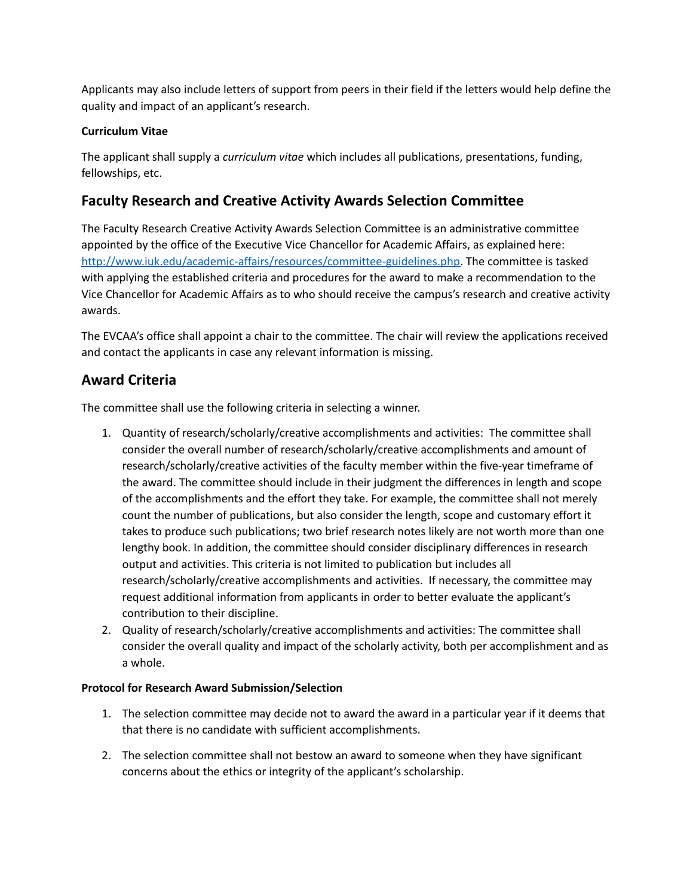Applicants may also include letters of support from peers in their field if the letters would help define the quality and impact of an applicant's research.

**Curriculum Vitae**

The applicant shall supply a *curriculum vitae* which includes all publications, presentations, funding, fellowships, etc.

## Faculty Research and Creative Activity Awards Selection Committee

The Faculty Research Creative Activity Awards Selection Committee is an administrative committee appointed by the office of the Executive Vice Chancellor for Academic Affairs, as explained here: [http://www.iuk.edu/academic-affairs/resources/committee-guidelines.php](http://www.iuk.edu/academic-affairs/resources/committee-guidelines.php). The committee is tasked with applying the established criteria and procedures for the award to make a recommendation to the Vice Chancellor for Academic Affairs as to who should receive the campus's research and creative activity awards.

The EVCAA's office shall appoint a chair to the committee. The chair will review the applications received and contact the applicants in case any relevant information is missing.

## Award Criteria

The committee shall use the following criteria in selecting a winner.

1. Quantity of research/scholarly/creative accomplishments and activities: The committee shall consider the overall number of research/scholarly/creative accomplishments and amount of research/scholarly/creative activities of the faculty member within the five-year timeframe of the award. The committee should include in their judgment the differences in length and scope of the accomplishments and the effort they take. For example, the committee shall not merely count the number of publications, but also consider the length, scope and customary effort it takes to produce such publications; two brief research notes likely are not worth more than one lengthy book. In addition, the committee should consider disciplinary differences in research output and activities. This criteria is not limited to publication but includes all research/scholarly/creative accomplishments and activities. If necessary, the committee may request additional information from applicants in order to better evaluate the applicant's contribution to their discipline.
2. Quality of research/scholarly/creative accomplishments and activities: The committee shall consider the overall quality and impact of the scholarly activity, both per accomplishment and as a whole.

**Protocol for Research Award Submission/Selection**

1. The selection committee may decide not to award the award in a particular year if it deems that that there is no candidate with sufficient accomplishments.

2. The selection committee shall not bestow an award to someone when they have significant concerns about the ethics or integrity of the applicant's scholarship.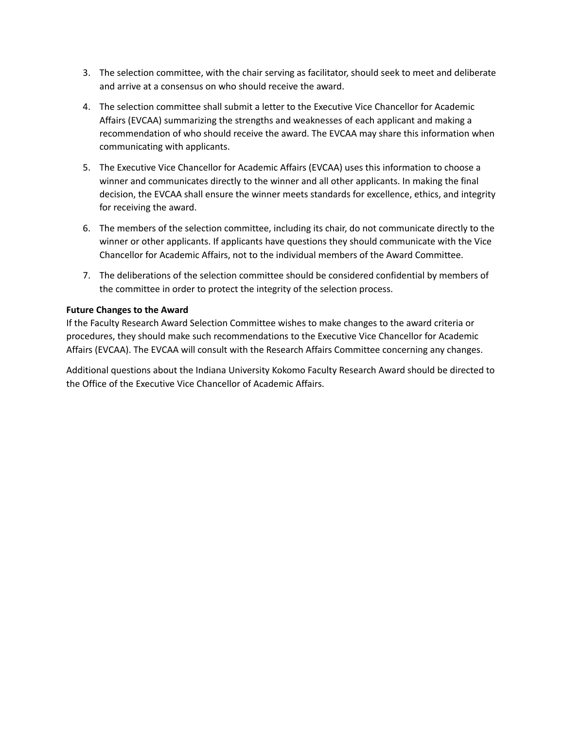3. The selection committee, with the chair serving as facilitator, should seek to meet and deliberate and arrive at a consensus on who should receive the award.
4. The selection committee shall submit a letter to the Executive Vice Chancellor for Academic Affairs (EVCAA) summarizing the strengths and weaknesses of each applicant and making a recommendation of who should receive the award. The EVCAA may share this information when communicating with applicants.
5. The Executive Vice Chancellor for Academic Affairs (EVCAA) uses this information to choose a winner and communicates directly to the winner and all other applicants. In making the final decision, the EVCAA shall ensure the winner meets standards for excellence, ethics, and integrity for receiving the award.
6. The members of the selection committee, including its chair, do not communicate directly to the winner or other applicants. If applicants have questions they should communicate with the Vice Chancellor for Academic Affairs, not to the individual members of the Award Committee.
7. The deliberations of the selection committee should be considered confidential by members of the committee in order to protect the integrity of the selection process.

**Future Changes to the Award**

If the Faculty Research Award Selection Committee wishes to make changes to the award criteria or procedures, they should make such recommendations to the Executive Vice Chancellor for Academic Affairs (EVCAA). The EVCAA will consult with the Research Affairs Committee concerning any changes.

Additional questions about the Indiana University Kokomo Faculty Research Award should be directed to the Office of the Executive Vice Chancellor of Academic Affairs.